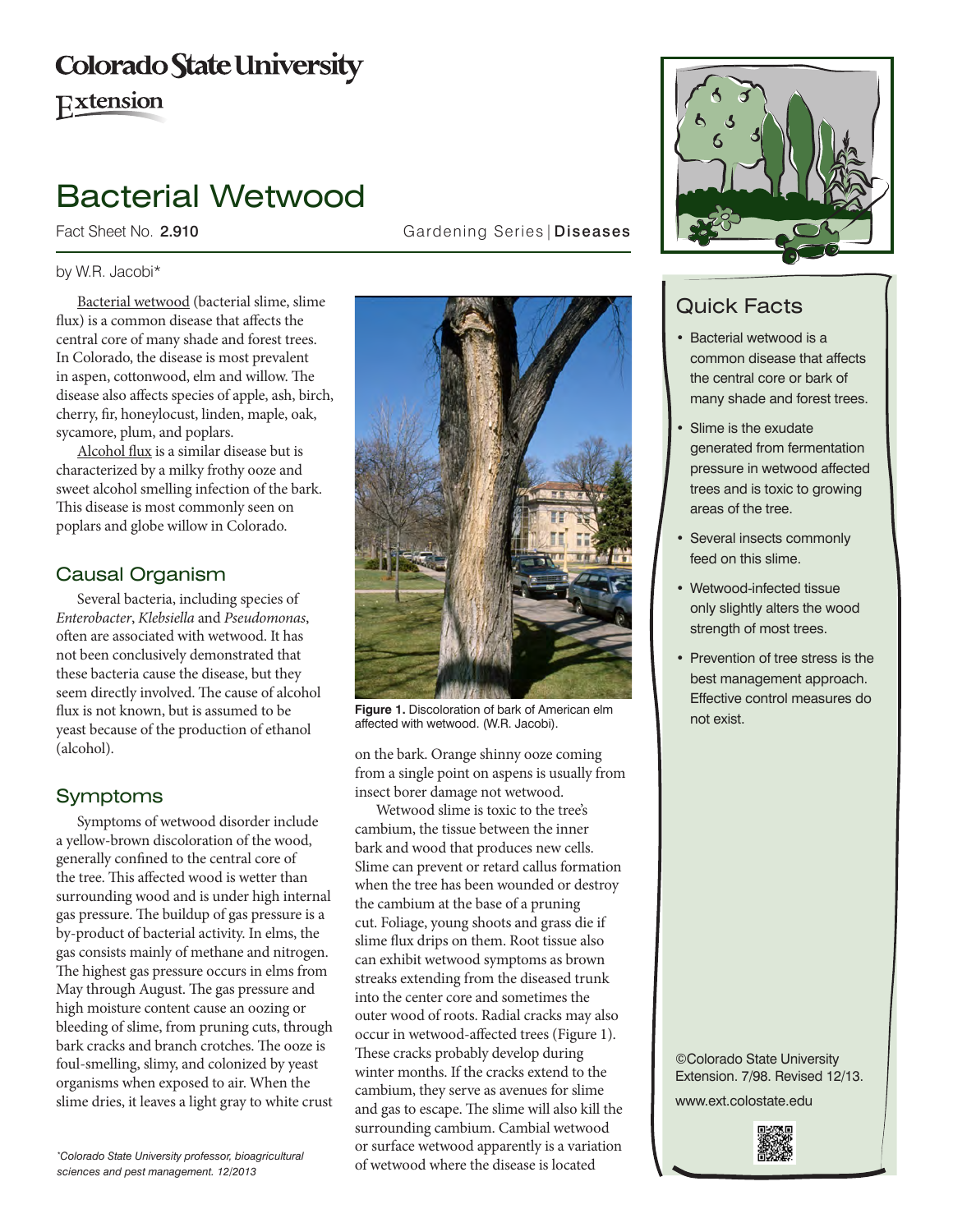Colorado State University Extension

# Bacterial Wetwood

Fact Sheet No. **2.910** Gardening Series | **Diseases**

by W.R. Jacobi*

Bacterial wetwood (bacterial slime, slime flux) is a common disease that affects the central core of many shade and forest trees. In Colorado, the disease is most prevalent in aspen, cottonwood, elm and willow. The disease also affects species of apple, ash, birch, cherry, fir, honeylocust, linden, maple, oak, sycamore, plum, and poplars.

Alcohol flux is a similar disease but is characterized by a milky frothy ooze and sweet alcohol smelling infection of the bark. This disease is most commonly seen on poplars and globe willow in Colorado.

## Causal Organism

Several bacteria, including species of *Enterobacter*, *Klebsiella* and *Pseudomonas*, often are associated with wetwood. It has not been conclusively demonstrated that these bacteria cause the disease, but they seem directly involved. The cause of alcohol flux is not known, but is assumed to be yeast because of the production of ethanol (alcohol).

## Symptoms

Symptoms of wetwood disorder include a yellow-brown discoloration of the wood, generally confined to the central core of the tree. This affected wood is wetter than surrounding wood and is under high internal gas pressure. The buildup of gas pressure is a by-product of bacterial activity. In elms, the gas consists mainly of methane and nitrogen. The highest gas pressure occurs in elms from May through August. The gas pressure and high moisture content cause an oozing or bleeding of slime, from pruning cuts, through bark cracks and branch crotches. The ooze is foul-smelling, slimy, and colonized by yeast organisms when exposed to air. When the slime dries, it leaves a light gray to white crust on the bark. Orange shinny ooze coming from a single point on aspens is usually from insect borer damage not wetwood.

**Figure 1.** Discoloration of bark of American elm affected with wetwood. (W.R. Jacobi).

Wetwood slime is toxic to the tree's cambium, the tissue between the inner bark and wood that produces new cells. Slime can prevent or retard callus formation when the tree has been wounded or destroy the cambium at the base of a pruning cut. Foliage, young shoots and grass die if slime flux drips on them. Root tissue also can exhibit wetwood symptoms as brown streaks extending from the diseased trunk into the center core and sometimes the outer wood of roots. Radial cracks may also occur in wetwood-affected trees (Figure 1). These cracks probably develop during winter months. If the cracks extend to the cambium, they serve as avenues for slime and gas to escape. The slime will also kill the surrounding cambium. Cambial wetwood or surface wetwood apparently is a variation of wetwood where the disease is located

*Colorado State University professor, bioagricultural sciences and pest management. 12/2013

## Quick Facts

- Bacterial wetwood is a common disease that affects the central core or bark of many shade and forest trees.
- Slime is the exudate generated from fermentation pressure in wetwood affected trees and is toxic to growing areas of the tree.
- Several insects commonly feed on this slime.
- Wetwood-infected tissue only slightly alters the wood strength of most trees.
- Prevention of tree stress is the best management approach. Effective control measures do not exist.

©Colorado State University Extension. 7/98. Revised 12/13.

www.ext.colostate.edu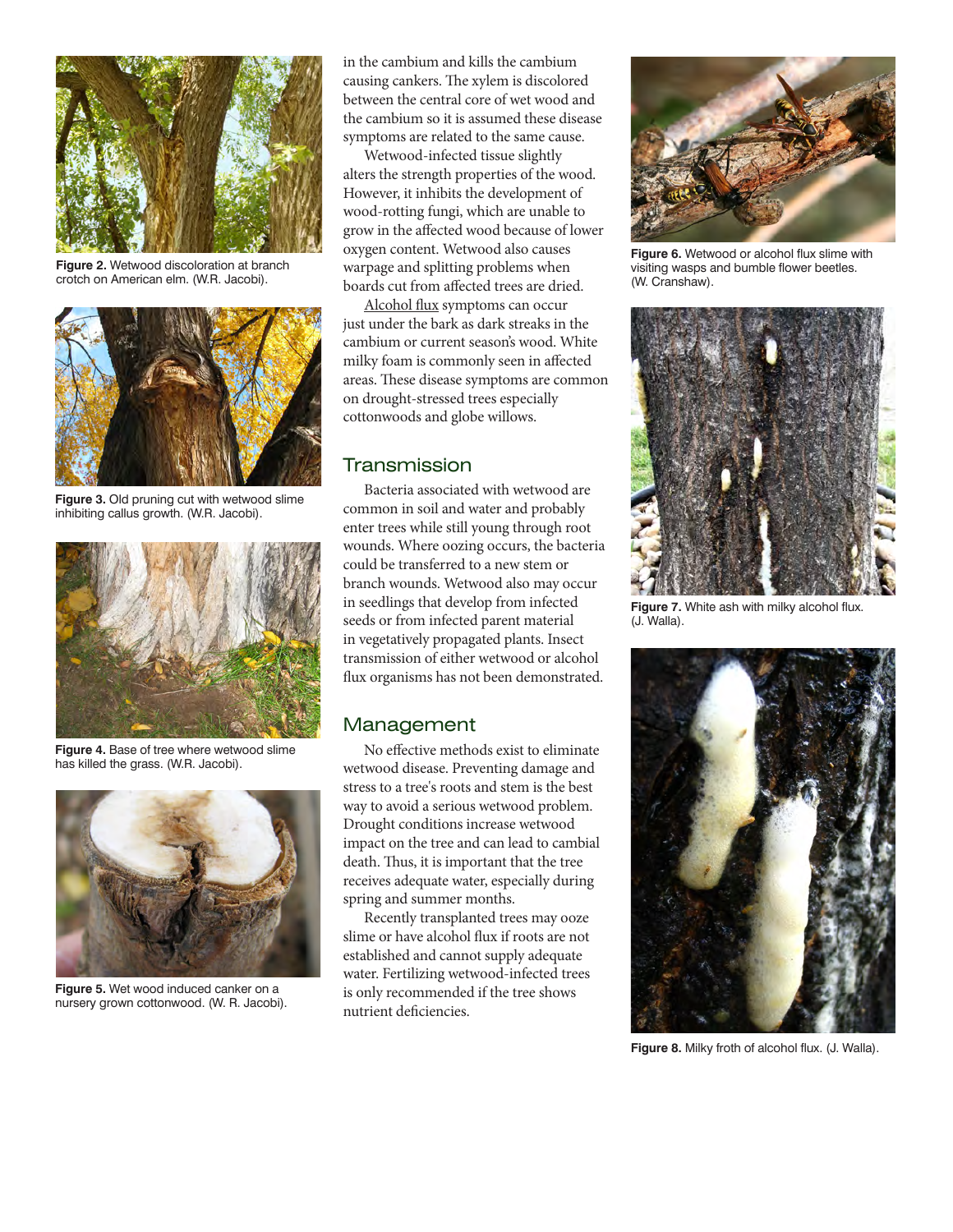in the cambium and kills the cambium causing cankers. The xylem is discolored between the central core of wet wood and the cambium so it is assumed these disease symptoms are related to the same cause.

Wetwood-infected tissue slightly alters the strength properties of the wood. However, it inhibits the development of wood-rotting fungi, which are unable to grow in the affected wood because of lower oxygen content. Wetwood also causes warpage and splitting problems when boards cut from affected trees are dried.

Alcohol flux symptoms can occur just under the bark as dark streaks in the cambium or current season's wood. White milky foam is commonly seen in affected areas. These disease symptoms are common on drought-stressed trees especially cottonwoods and globe willows.

## Transmission

Bacteria associated with wetwood are common in soil and water and probably enter trees while still young through root wounds. Where oozing occurs, the bacteria could be transferred to a new stem or branch wounds. Wetwood also may occur in seedlings that develop from infected seeds or from infected parent material in vegetatively propagated plants. Insect transmission of either wetwood or alcohol flux organisms has not been demonstrated.

## Management

No effective methods exist to eliminate wetwood disease. Preventing damage and stress to a tree's roots and stem is the best way to avoid a serious wetwood problem. Drought conditions increase wetwood impact on the tree and can lead to cambial death. Thus, it is important that the tree receives adequate water, especially during spring and summer months.

Recently transplanted trees may ooze slime or have alcohol flux if roots are not established and cannot supply adequate water. Fertilizing wetwood-infected trees is only recommended if the tree shows nutrient deficiencies.

**Figure 2.** Wetwood discoloration at branch crotch on American elm. (W.R. Jacobi).

**Figure 3.** Old pruning cut with wetwood slime inhibiting callus growth. (W.R. Jacobi).

**Figure 4.** Base of tree where wetwood slime has killed the grass. (W.R. Jacobi).

**Figure 5.** Wet wood induced canker on a nursery grown cottonwood. (W. R. Jacobi).

**Figure 6.** Wetwood or alcohol flux slime with visiting wasps and bumble flower beetles. (W. Cranshaw).

**Figure 7.** White ash with milky alcohol flux. (J. Walla).

**Figure 8.** Milky froth of alcohol flux. (J. Walla).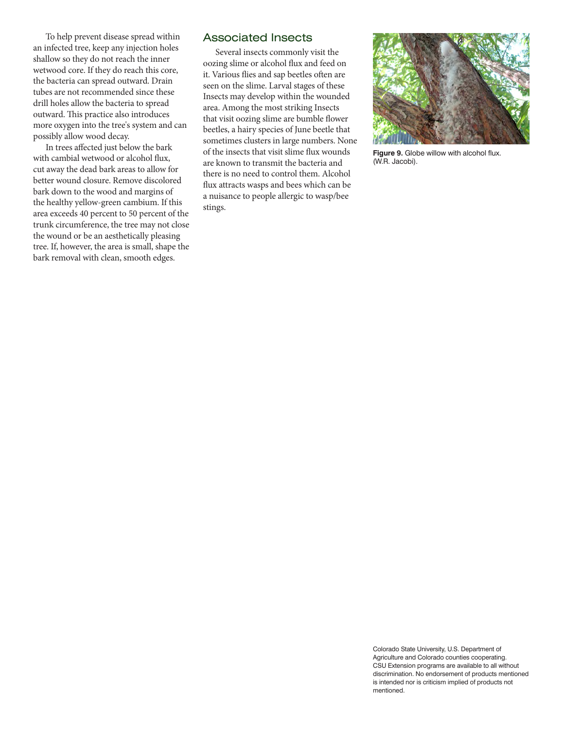To help prevent disease spread within an infected tree, keep any injection holes shallow so they do not reach the inner wetwood core. If they do reach this core, the bacteria can spread outward. Drain tubes are not recommended since these drill holes allow the bacteria to spread outward. This practice also introduces more oxygen into the tree's system and can possibly allow wood decay.

In trees affected just below the bark with cambial wetwood or alcohol flux, cut away the dead bark areas to allow for better wound closure. Remove discolored bark down to the wood and margins of the healthy yellow-green cambium. If this area exceeds 40 percent to 50 percent of the trunk circumference, the tree may not close the wound or be an aesthetically pleasing tree. If, however, the area is small, shape the bark removal with clean, smooth edges.

## Associated Insects

Several insects commonly visit the oozing slime or alcohol flux and feed on it. Various flies and sap beetles often are seen on the slime. Larval stages of these Insects may develop within the wounded area. Among the most striking Insects that visit oozing slime are bumble flower beetles, a hairy species of June beetle that sometimes clusters in large numbers. None of the insects that visit slime flux wounds are known to transmit the bacteria and there is no need to control them. Alcohol flux attracts wasps and bees which can be a nuisance to people allergic to wasp/bee stings.

**Figure 9.** Globe willow with alcohol flux. (W.R. Jacobi).

Colorado State University, U.S. Department of Agriculture and Colorado counties cooperating. CSU Extension programs are available to all without discrimination. No endorsement of products mentioned is intended nor is criticism implied of products not mentioned.